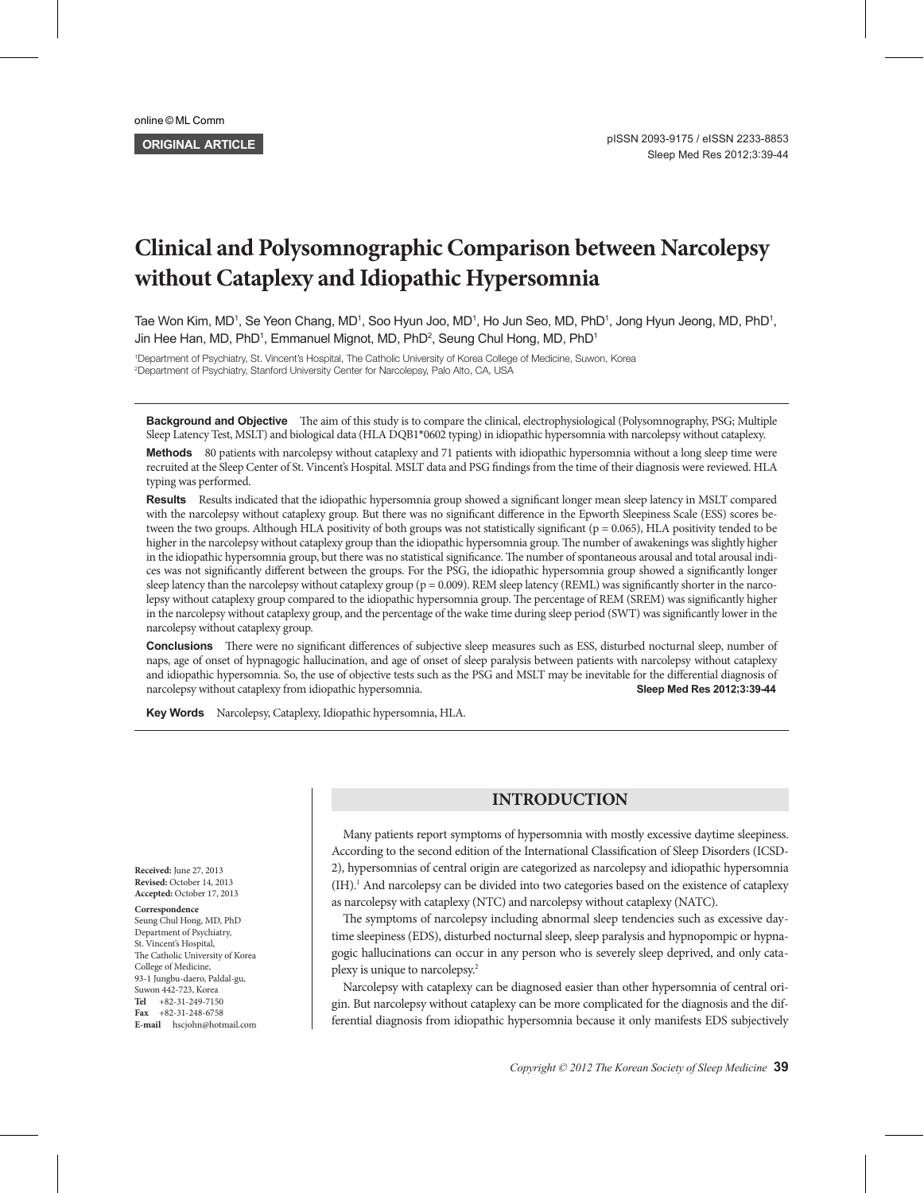ORIGINAL ARTICLE

# Clinical and Polysomnographic Comparison between Narcolepsy without Cataplexy and Idiopathic Hypersomnia

Tae Won Kim, MD[1], Se Yeon Chang, MD[1], Soo Hyun Joo, MD[1], Ho Jun Seo, MD, PhD[1], Jong Hyun Jeong, MD, PhD[1], Jin Hee Han, MD, PhD[1], Emmanuel Mignot, MD, PhD[2], Seung Chul Hong, MD, PhD[1]

[1]Department of Psychiatry, St. Vincent's Hospital, The Catholic University of Korea College of Medicine, Suwon, Korea
[2]Department of Psychiatry, Stanford University Center for Narcolepsy, Palo Alto, CA, USA

**Background and Objective** The aim of this study is to compare the clinical, electrophysiological (Polysomnography, PSG; Multiple Sleep Latency Test, MSLT) and biological data (HLA DQB1*0602 typing) in idiopathic hypersomnia with narcolepsy without cataplexy.

**Methods** 80 patients with narcolepsy without cataplexy and 71 patients with idiopathic hypersomnia without a long sleep time were recruited at the Sleep Center of St. Vincent's Hospital. MSLT data and PSG findings from the time of their diagnosis were reviewed. HLA typing was performed.

**Results** Results indicated that the idiopathic hypersomnia group showed a significant longer mean sleep latency in MSLT compared with the narcolepsy without cataplexy group. But there was no significant difference in the Epworth Sleepiness Scale (ESS) scores between the two groups. Although HLA positivity of both groups was not statistically significant ($p = 0.065$), HLA positivity tended to be higher in the narcolepsy without cataplexy group than the idiopathic hypersomnia group. The number of awakenings was slightly higher in the idiopathic hypersomnia group, but there was no statistical significance. The number of spontaneous arousal and total arousal indices was not significantly different between the groups. For the PSG, the idiopathic hypersomnia group showed a significantly longer sleep latency than the narcolepsy without cataplexy group ($p = 0.009$). REM sleep latency (REML) was significantly shorter in the narcolepsy without cataplexy group compared to the idiopathic hypersomnia group. The percentage of REM (SREM) was significantly higher in the narcolepsy without cataplexy group, and the percentage of the wake time during sleep period (SWT) was significantly lower in the narcolepsy without cataplexy group.

**Conclusions** There were no significant differences of subjective sleep measures such as ESS, disturbed nocturnal sleep, number of naps, age of onset of hypnagogic hallucination, and age of onset of sleep paralysis between patients with narcolepsy without cataplexy and idiopathic hypersomnia. So, the use of objective tests such as the PSG and MSLT may be inevitable for the differential diagnosis of narcolepsy without cataplexy from idiopathic hypersomnia.

**Key Words** Narcolepsy, Cataplexy, Idiopathic hypersomnia, HLA.

**Received:** June 27, 2013
**Revised:** October 14, 2013
**Accepted:** October 17, 2013

**Correspondence**
Seung Chul Hong, MD, PhD
Department of Psychiatry,
St. Vincent's Hospital,
The Catholic University of Korea
College of Medicine,
93-1 Jungbu-daero, Paldal-gu,
Suwon 442-723, Korea
**Tel** +82-31-249-7150
**Fax** +82-31-248-6758
**E-mail** hscjohn@hotmail.com

## INTRODUCTION

Many patients report symptoms of hypersomnia with mostly excessive daytime sleepiness. According to the second edition of the International Classification of Sleep Disorders (ICSD-2), hypersomnias of central origin are categorized as narcolepsy and idiopathic hypersomnia (IH).[1] And narcolepsy can be divided into two categories based on the existence of cataplexy as narcolepsy with cataplexy (NTC) and narcolepsy without cataplexy (NATC).

The symptoms of narcolepsy including abnormal sleep tendencies such as excessive daytime sleepiness (EDS), disturbed nocturnal sleep, sleep paralysis and hypnopompic or hypnagogic hallucinations can occur in any person who is severely sleep deprived, and only cataplexy is unique to narcolepsy.[2]

Narcolepsy with cataplexy can be diagnosed easier than other hypersomnia of central origin. But narcolepsy without cataplexy can be more complicated for the diagnosis and the differential diagnosis from idiopathic hypersomnia because it only manifests EDS subjectively

Copyright © 2012 The Korean Society of Sleep Medicine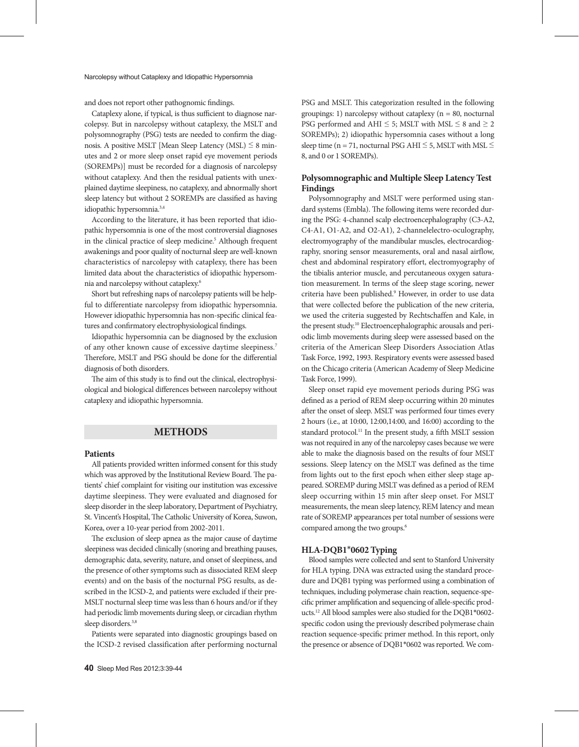and does not report other pathognomic findings.

Cataplexy alone, if typical, is thus sufficient to diagnose narcolepsy. But in narcolepsy without cataplexy, the MSLT and polysomnography (PSG) tests are needed to confirm the diagnosis. A positive MSLT [Mean Sleep Latency (MSL) ≤ 8 minutes and 2 or more sleep onset rapid eye movement periods (SOREMPs)] must be recorded for a diagnosis of narcolepsy without cataplexy. And then the residual patients with unexplained daytime sleepiness, no cataplexy, and abnormally short sleep latency but without 2 SOREMPs are classified as having idiopathic hypersomnia.[3,4]

According to the literature, it has been reported that idiopathic hypersomnia is one of the most controversial diagnoses in the clinical practice of sleep medicine.[5] Although frequent awakenings and poor quality of nocturnal sleep are well-known characteristics of narcolepsy with cataplexy, there has been limited data about the characteristics of idiopathic hypersomnia and narcolepsy without cataplexy.[6]

Short but refreshing naps of narcolepsy patients will be helpful to differentiate narcolepsy from idiopathic hypersomnia. However idiopathic hypersomnia has non-specific clinical features and confirmatory electrophysiological findings.

Idiopathic hypersomnia can be diagnosed by the exclusion of any other known cause of excessive daytime sleepiness.[7] Therefore, MSLT and PSG should be done for the differential diagnosis of both disorders.

The aim of this study is to find out the clinical, electrophysiological and biological differences between narcolepsy without cataplexy and idiopathic hypersomnia.

## METHODS

### Patients

All patients provided written informed consent for this study which was approved by the Institutional Review Board. The patients' chief complaint for visiting our institution was excessive daytime sleepiness. They were evaluated and diagnosed for sleep disorder in the sleep laboratory, Department of Psychiatry, St. Vincent's Hospital, The Catholic University of Korea, Suwon, Korea, over a 10-year period from 2002-2011.

The exclusion of sleep apnea as the major cause of daytime sleepiness was decided clinically (snoring and breathing pauses, demographic data, severity, nature, and onset of sleepiness, and the presence of other symptoms such as dissociated REM sleep events) and on the basis of the nocturnal PSG results, as described in the ICSD-2, and patients were excluded if their pre-MSLT nocturnal sleep time was less than 6 hours and/or if they had periodic limb movements during sleep, or circadian rhythm sleep disorders.[3,8]

Patients were separated into diagnostic groupings based on the ICSD-2 revised classification after performing nocturnal PSG and MSLT. This categorization resulted in the following groupings: 1) narcolepsy without cataplexy (n = 80, nocturnal PSG performed and AHI ≤ 5; MSLT with MSL ≤ 8 and ≥ 2 SOREMPs); 2) idiopathic hypersomnia cases without a long sleep time (n = 71, nocturnal PSG AHI ≤ 5, MSLT with MSL ≤ 8, and 0 or 1 SOREMPs).

### Polysomnographic and Multiple Sleep Latency Test Findings

Polysomnography and MSLT were performed using standard systems (Embla). The following items were recorded during the PSG: 4-channel scalp electroencephalography (C3-A2, C4-A1, O1-A2, and O2-A1), 2-channelelectro-oculography, electromyography of the mandibular muscles, electrocardiography, snoring sensor measurements, oral and nasal airflow, chest and abdominal respiratory effort, electromyography of the tibialis anterior muscle, and percutaneous oxygen saturation measurement. In terms of the sleep stage scoring, newer criteria have been published.[9] However, in order to use data that were collected before the publication of the new criteria, we used the criteria suggested by Rechtschaffen and Kale, in the present study.[10] Electroencephalographic arousals and periodic limb movements during sleep were assessed based on the criteria of the American Sleep Disorders Association Atlas Task Force, 1992, 1993. Respiratory events were assessed based on the Chicago criteria (American Academy of Sleep Medicine Task Force, 1999).

Sleep onset rapid eye movement periods during PSG was defined as a period of REM sleep occurring within 20 minutes after the onset of sleep. MSLT was performed four times every 2 hours (i.e., at 10:00, 12:00,14:00, and 16:00) according to the standard protocol.[11] In the present study, a fifth MSLT session was not required in any of the narcolepsy cases because we were able to make the diagnosis based on the results of four MSLT sessions. Sleep latency on the MSLT was defined as the time from lights out to the first epoch when either sleep stage appeared. SOREMP during MSLT was defined as a period of REM sleep occurring within 15 min after sleep onset. For MSLT measurements, the mean sleep latency, REM latency and mean rate of SOREMP appearances per total number of sessions were compared among the two groups.[6]

### HLA-DQB1*0602 Typing

Blood samples were collected and sent to Stanford University for HLA typing. DNA was extracted using the standard procedure and DQB1 typing was performed using a combination of techniques, including polymerase chain reaction, sequence-specific primer amplification and sequencing of allele-specific products.[12] All blood samples were also studied for the DQB1*0602-specific codon using the previously described polymerase chain reaction sequence-specific primer method. In this report, only the presence or absence of DQB1*0602 was reported. We com-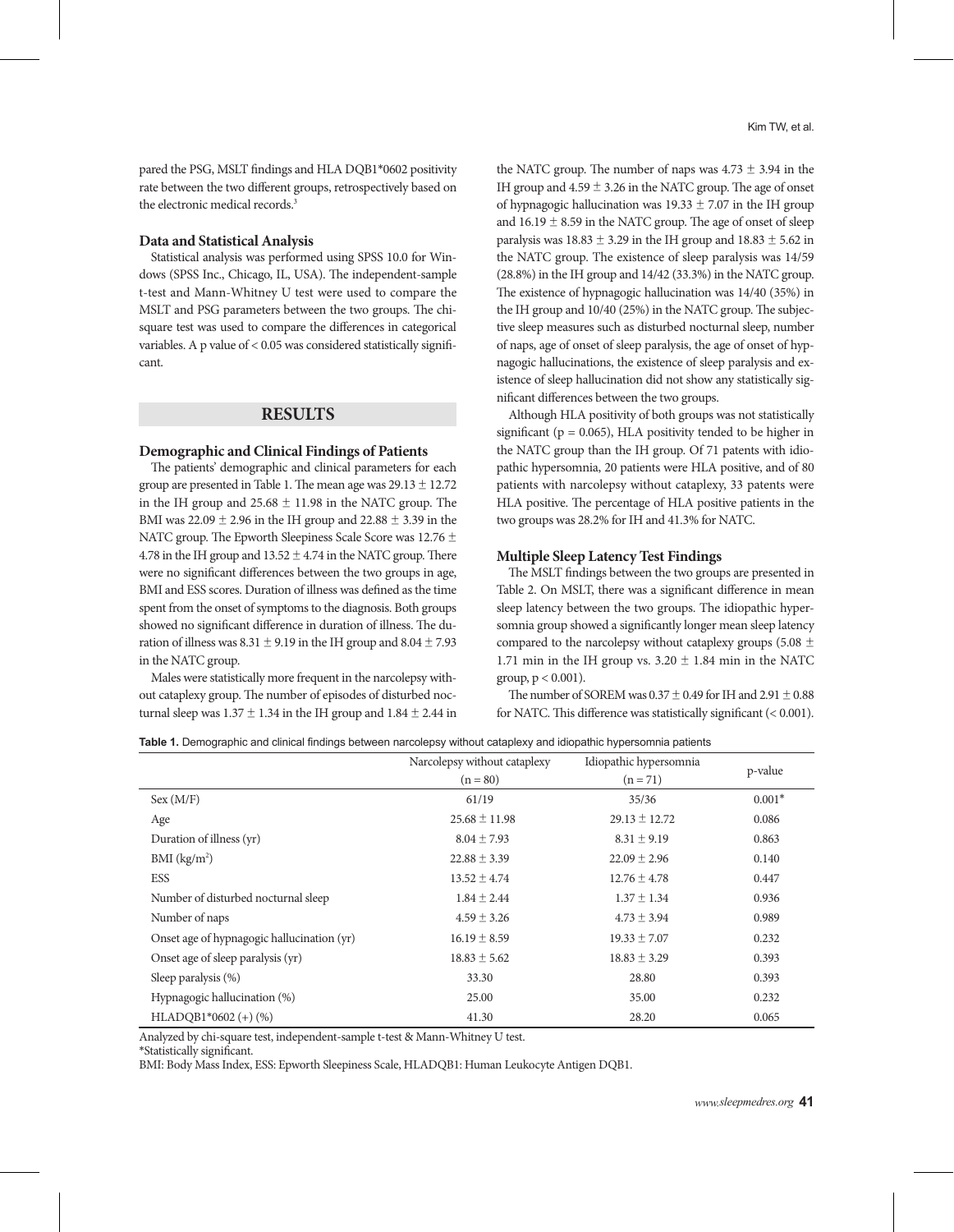pared the PSG, MSLT findings and HLA DQB1*0602 positivity rate between the two different groups, retrospectively based on the electronic medical records.[3]

### Data and Statistical Analysis

Statistical analysis was performed using SPSS 10.0 for Windows (SPSS Inc., Chicago, IL, USA). The independent-sample t-test and Mann-Whitney U test were used to compare the MSLT and PSG parameters between the two groups. The chi-square test was used to compare the differences in categorical variables. A p value of < 0.05 was considered statistically significant.

## RESULTS

### Demographic and Clinical Findings of Patients

The patients' demographic and clinical parameters for each group are presented in Table 1. The mean age was 29.13 ± 12.72 in the IH group and 25.68 ± 11.98 in the NATC group. The BMI was 22.09 ± 2.96 in the IH group and 22.88 ± 3.39 in the NATC group. The Epworth Sleepiness Scale Score was 12.76 ± 4.78 in the IH group and 13.52 ± 4.74 in the NATC group. There were no significant differences between the two groups in age, BMI and ESS scores. Duration of illness was defined as the time spent from the onset of symptoms to the diagnosis. Both groups showed no significant difference in duration of illness. The duration of illness was 8.31 ± 9.19 in the IH group and 8.04 ± 7.93 in the NATC group.

Males were statistically more frequent in the narcolepsy without cataplexy group. The number of episodes of disturbed nocturnal sleep was 1.37 ± 1.34 in the IH group and 1.84 ± 2.44 in the NATC group. The number of naps was 4.73 ± 3.94 in the IH group and 4.59 ± 3.26 in the NATC group. The age of onset of hypnagogic hallucination was 19.33 ± 7.07 in the IH group and 16.19 ± 8.59 in the NATC group. The age of onset of sleep paralysis was 18.83 ± 3.29 in the IH group and 18.83 ± 5.62 in the NATC group. The existence of sleep paralysis was 14/59 (28.8%) in the IH group and 14/42 (33.3%) in the NATC group. The existence of hypnagogic hallucination was 14/40 (35%) in the IH group and 10/40 (25%) in the NATC group. The subjective sleep measures such as disturbed nocturnal sleep, number of naps, age of onset of sleep paralysis, the age of onset of hypnagogic hallucinations, the existence of sleep paralysis and existence of sleep hallucination did not show any statistically significant differences between the two groups.

Although HLA positivity of both groups was not statistically significant (p = 0.065), HLA positivity tended to be higher in the NATC group than the IH group. Of 71 patents with idiopathic hypersomnia, 20 patients were HLA positive, and of 80 patients with narcolepsy without cataplexy, 33 patents were HLA positive. The percentage of HLA positive patients in the two groups was 28.2% for IH and 41.3% for NATC.

### Multiple Sleep Latency Test Findings

The MSLT findings between the two groups are presented in Table 2. On MSLT, there was a significant difference in mean sleep latency between the two groups. The idiopathic hypersomnia group showed a significantly longer mean sleep latency compared to the narcolepsy without cataplexy groups (5.08 ± 1.71 min in the IH group vs. 3.20 ± 1.84 min in the NATC group, p < 0.001).

The number of SOREM was 0.37 ± 0.49 for IH and 2.91 ± 0.88 for NATC. This difference was statistically significant (< 0.001).

**Table 1.** Demographic and clinical findings between narcolepsy without cataplexy and idiopathic hypersomnia patients

| | Narcolepsy without cataplexy (n = 80) | Idiopathic hypersomnia (n = 71) | p-value |
|---|---|---|---|
| Sex (M/F) | 61/19 | 35/36 | 0.001* |
| Age | 25.68 ± 11.98 | 29.13 ± 12.72 | 0.086 |
| Duration of illness (yr) | 8.04 ± 7.93 | 8.31 ± 9.19 | 0.863 |
| BMI (kg/m$^2$) | 22.88 ± 3.39 | 22.09 ± 2.96 | 0.140 |
| ESS | 13.52 ± 4.74 | 12.76 ± 4.78 | 0.447 |
| Number of disturbed nocturnal sleep | 1.84 ± 2.44 | 1.37 ± 1.34 | 0.936 |
| Number of naps | 4.59 ± 3.26 | 4.73 ± 3.94 | 0.989 |
| Onset age of hypnagogic hallucination (yr) | 16.19 ± 8.59 | 19.33 ± 7.07 | 0.232 |
| Onset age of sleep paralysis (yr) | 18.83 ± 5.62 | 18.83 ± 3.29 | 0.393 |
| Sleep paralysis (%) | 33.30 | 28.80 | 0.393 |
| Hypnagogic hallucination (%) | 25.00 | 35.00 | 0.232 |
| HLADQB1*0602 (+) (%) | 41.30 | 28.20 | 0.065 |

Analyzed by chi-square test, independent-sample t-test & Mann-Whitney U test.
*Statistically significant.
BMI: Body Mass Index, ESS: Epworth Sleepiness Scale, HLADQB1: Human Leukocyte Antigen DQB1.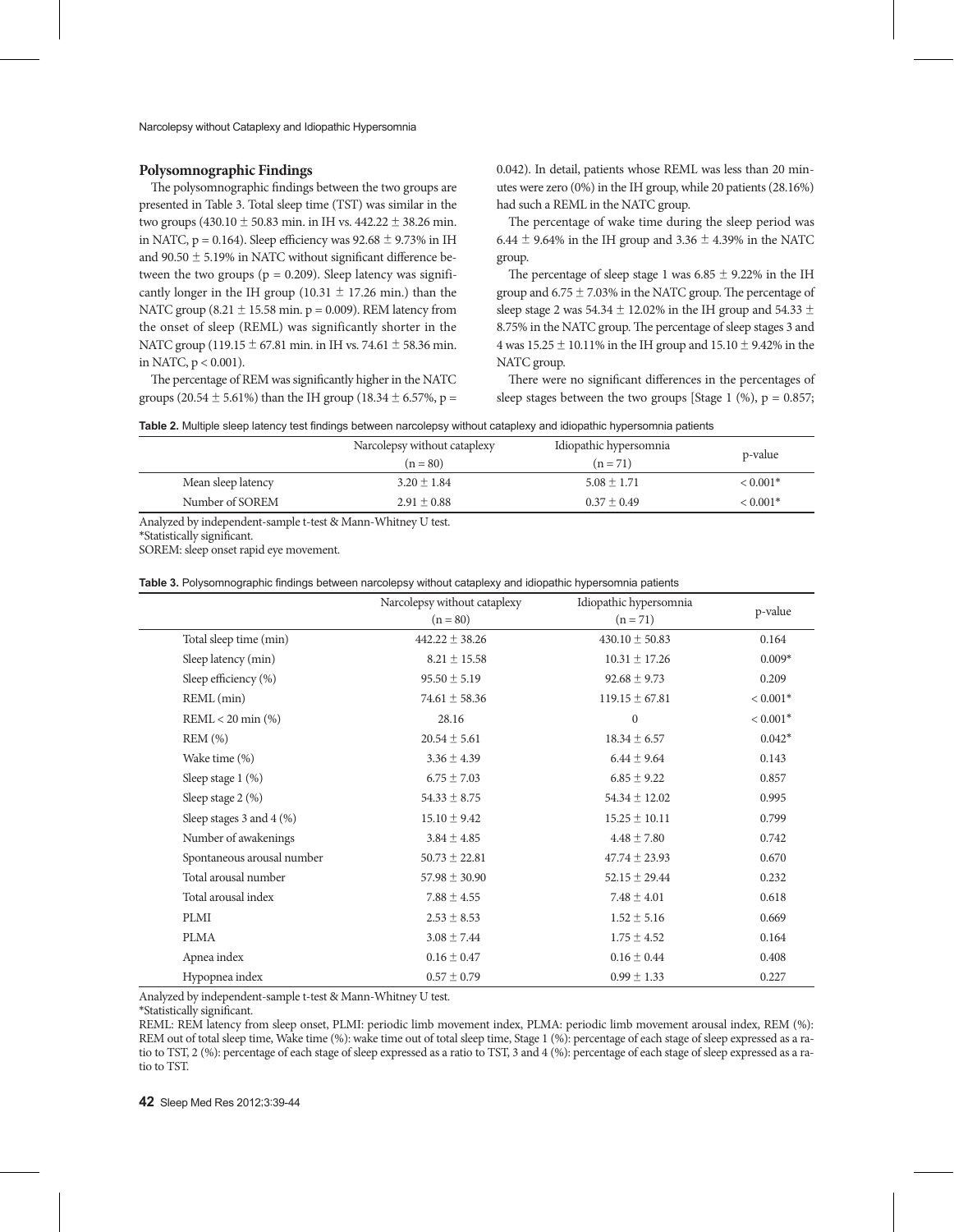### Polysomnographic Findings

The polysomnographic findings between the two groups are presented in Table 3. Total sleep time (TST) was similar in the two groups (430.10 ± 50.83 min. in IH vs. 442.22 ± 38.26 min. in NATC, p = 0.164). Sleep efficiency was 92.68 ± 9.73% in IH and 90.50 ± 5.19% in NATC without significant difference between the two groups (p = 0.209). Sleep latency was significantly longer in the IH group (10.31 ± 17.26 min.) than the NATC group (8.21 ± 15.58 min. p = 0.009). REM latency from the onset of sleep (REML) was significantly shorter in the NATC group (119.15 ± 67.81 min. in IH vs. 74.61 ± 58.36 min. in NATC, p < 0.001).

The percentage of REM was significantly higher in the NATC groups (20.54 ± 5.61%) than the IH group (18.34 ± 6.57%, p = 0.042). In detail, patients whose REML was less than 20 minutes were zero (0%) in the IH group, while 20 patients (28.16%) had such a REML in the NATC group.

The percentage of wake time during the sleep period was 6.44 ± 9.64% in the IH group and 3.36 ± 4.39% in the NATC group.

The percentage of sleep stage 1 was 6.85 ± 9.22% in the IH group and 6.75 ± 7.03% in the NATC group. The percentage of sleep stage 2 was 54.34 ± 12.02% in the IH group and 54.33 ± 8.75% in the NATC group. The percentage of sleep stages 3 and 4 was 15.25 ± 10.11% in the IH group and 15.10 ± 9.42% in the NATC group.

There were no significant differences in the percentages of sleep stages between the two groups [Stage 1 (%), p = 0.857;

**Table 2.** Multiple sleep latency test findings between narcolepsy without cataplexy and idiopathic hypersomnia patients

| | Narcolepsy without cataplexy (n = 80) | Idiopathic hypersomnia (n = 71) | p-value |
|---|---|---|---|
| Mean sleep latency | 3.20 ± 1.84 | 5.08 ± 1.71 | < 0.001* |
| Number of SOREM | 2.91 ± 0.88 | 0.37 ± 0.49 | < 0.001* |

Analyzed by independent-sample t-test & Mann-Whitney U test.
*Statistically significant.
SOREM: sleep onset rapid eye movement.

**Table 3.** Polysomnographic findings between narcolepsy without cataplexy and idiopathic hypersomnia patients

| | Narcolepsy without cataplexy (n = 80) | Idiopathic hypersomnia (n = 71) | p-value |
|---|---|---|---|
| Total sleep time (min) | 442.22 ± 38.26 | 430.10 ± 50.83 | 0.164 |
| Sleep latency (min) | 8.21 ± 15.58 | 10.31 ± 17.26 | 0.009* |
| Sleep efficiency (%) | 95.50 ± 5.19 | 92.68 ± 9.73 | 0.209 |
| REML (min) | 74.61 ± 58.36 | 119.15 ± 67.81 | < 0.001* |
| REML < 20 min (%) | 28.16 | 0 | < 0.001* |
| REM (%) | 20.54 ± 5.61 | 18.34 ± 6.57 | 0.042* |
| Wake time (%) | 3.36 ± 4.39 | 6.44 ± 9.64 | 0.143 |
| Sleep stage 1 (%) | 6.75 ± 7.03 | 6.85 ± 9.22 | 0.857 |
| Sleep stage 2 (%) | 54.33 ± 8.75 | 54.34 ± 12.02 | 0.995 |
| Sleep stages 3 and 4 (%) | 15.10 ± 9.42 | 15.25 ± 10.11 | 0.799 |
| Number of awakenings | 3.84 ± 4.85 | 4.48 ± 7.80 | 0.742 |
| Spontaneous arousal number | 50.73 ± 22.81 | 47.74 ± 23.93 | 0.670 |
| Total arousal number | 57.98 ± 30.90 | 52.15 ± 29.44 | 0.232 |
| Total arousal index | 7.88 ± 4.55 | 7.48 ± 4.01 | 0.618 |
| PLMI | 2.53 ± 8.53 | 1.52 ± 5.16 | 0.669 |
| PLMA | 3.08 ± 7.44 | 1.75 ± 4.52 | 0.164 |
| Apnea index | 0.16 ± 0.47 | 0.16 ± 0.44 | 0.408 |
| Hypopnea index | 0.57 ± 0.79 | 0.99 ± 1.33 | 0.227 |

Analyzed by independent-sample t-test & Mann-Whitney U test.
*Statistically significant.
REML: REM latency from sleep onset, PLMI: periodic limb movement index, PLMA: periodic limb movement arousal index, REM (%): REM out of total sleep time, Wake time (%): wake time out of total sleep time, Stage 1 (%): percentage of each stage of sleep expressed as a ratio to TST, 2 (%): percentage of each stage of sleep expressed as a ratio to TST, 3 and 4 (%): percentage of each stage of sleep expressed as a ratio to TST.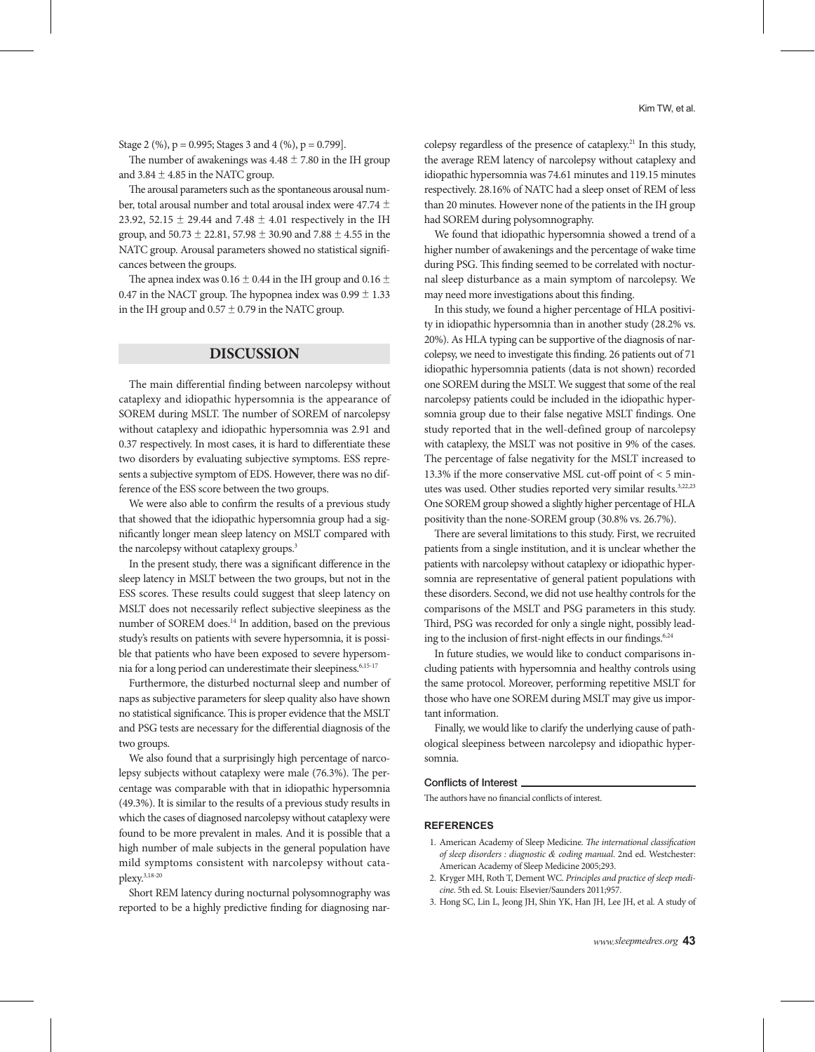Stage 2 (%), p = 0.995; Stages 3 and 4 (%), p = 0.799].

The number of awakenings was 4.48 ± 7.80 in the IH group and 3.84 ± 4.85 in the NATC group.

The arousal parameters such as the spontaneous arousal number, total arousal number and total arousal index were 47.74 ± 23.92, 52.15 ± 29.44 and 7.48 ± 4.01 respectively in the IH group, and 50.73 ± 22.81, 57.98 ± 30.90 and 7.88 ± 4.55 in the NATC group. Arousal parameters showed no statistical significances between the groups.

The apnea index was 0.16 ± 0.44 in the IH group and 0.16 ± 0.47 in the NACT group. The hypopnea index was 0.99 ± 1.33 in the IH group and 0.57 ± 0.79 in the NATC group.

## DISCUSSION

The main differential finding between narcolepsy without cataplexy and idiopathic hypersomnia is the appearance of SOREM during MSLT. The number of SOREM of narcolepsy without cataplexy and idiopathic hypersomnia was 2.91 and 0.37 respectively. In most cases, it is hard to differentiate these two disorders by evaluating subjective symptoms. ESS represents a subjective symptom of EDS. However, there was no difference of the ESS score between the two groups.

We were also able to confirm the results of a previous study that showed that the idiopathic hypersomnia group had a significantly longer mean sleep latency on MSLT compared with the narcolepsy without cataplexy groups.[3]

In the present study, there was a significant difference in the sleep latency in MSLT between the two groups, but not in the ESS scores. These results could suggest that sleep latency on MSLT does not necessarily reflect subjective sleepiness as the number of SOREM does.[14] In addition, based on the previous study's results on patients with severe hypersomnia, it is possible that patients who have been exposed to severe hypersomnia for a long period can underestimate their sleepiness.[6,15-17]

Furthermore, the disturbed nocturnal sleep and number of naps as subjective parameters for sleep quality also have shown no statistical significance. This is proper evidence that the MSLT and PSG tests are necessary for the differential diagnosis of the two groups.

We also found that a surprisingly high percentage of narcolepsy subjects without cataplexy were male (76.3%). The percentage was comparable with that in idiopathic hypersomnia (49.3%). It is similar to the results of a previous study results in which the cases of diagnosed narcolepsy without cataplexy were found to be more prevalent in males. And it is possible that a high number of male subjects in the general population have mild symptoms consistent with narcolepsy without cataplexy.[3,18-20]

Short REM latency during nocturnal polysomnography was reported to be a highly predictive finding for diagnosing narcolepsy regardless of the presence of cataplexy.[21] In this study, the average REM latency of narcolepsy without cataplexy and idiopathic hypersomnia was 74.61 minutes and 119.15 minutes respectively. 28.16% of NATC had a sleep onset of REM of less than 20 minutes. However none of the patients in the IH group had SOREM during polysomnography.

We found that idiopathic hypersomnia showed a trend of a higher number of awakenings and the percentage of wake time during PSG. This finding seemed to be correlated with nocturnal sleep disturbance as a main symptom of narcolepsy. We may need more investigations about this finding.

In this study, we found a higher percentage of HLA positivity in idiopathic hypersomnia than in another study (28.2% vs. 20%). As HLA typing can be supportive of the diagnosis of narcolepsy, we need to investigate this finding. 26 patients out of 71 idiopathic hypersomnia patients (data is not shown) recorded one SOREM during the MSLT. We suggest that some of the real narcolepsy patients could be included in the idiopathic hypersomnia group due to their false negative MSLT findings. One study reported that in the well-defined group of narcolepsy with cataplexy, the MSLT was not positive in 9% of the cases. The percentage of false negativity for the MSLT increased to 13.3% if the more conservative MSL cut-off point of < 5 minutes was used. Other studies reported very similar results.[3,22,23] One SOREM group showed a slightly higher percentage of HLA positivity than the none-SOREM group (30.8% vs. 26.7%).

There are several limitations to this study. First, we recruited patients from a single institution, and it is unclear whether the patients with narcolepsy without cataplexy or idiopathic hypersomnia are representative of general patient populations with these disorders. Second, we did not use healthy controls for the comparisons of the MSLT and PSG parameters in this study. Third, PSG was recorded for only a single night, possibly leading to the inclusion of first-night effects in our findings.[6,24]

In future studies, we would like to conduct comparisons including patients with hypersomnia and healthy controls using the same protocol. Moreover, performing repetitive MSLT for those who have one SOREM during MSLT may give us important information.

Finally, we would like to clarify the underlying cause of pathological sleepiness between narcolepsy and idiopathic hypersomnia.

### Conflicts of Interest

The authors have no financial conflicts of interest.

### REFERENCES

1. American Academy of Sleep Medicine. *The international classification of sleep disorders : diagnostic & coding manual.* 2nd ed. Westchester: American Academy of Sleep Medicine 2005;293.
2. Kryger MH, Roth T, Dement WC. *Principles and practice of sleep medicine.* 5th ed. St. Louis: Elsevier/Saunders 2011;957.
3. Hong SC, Lin L, Jeong JH, Shin YK, Han JH, Lee JH, et al. A study of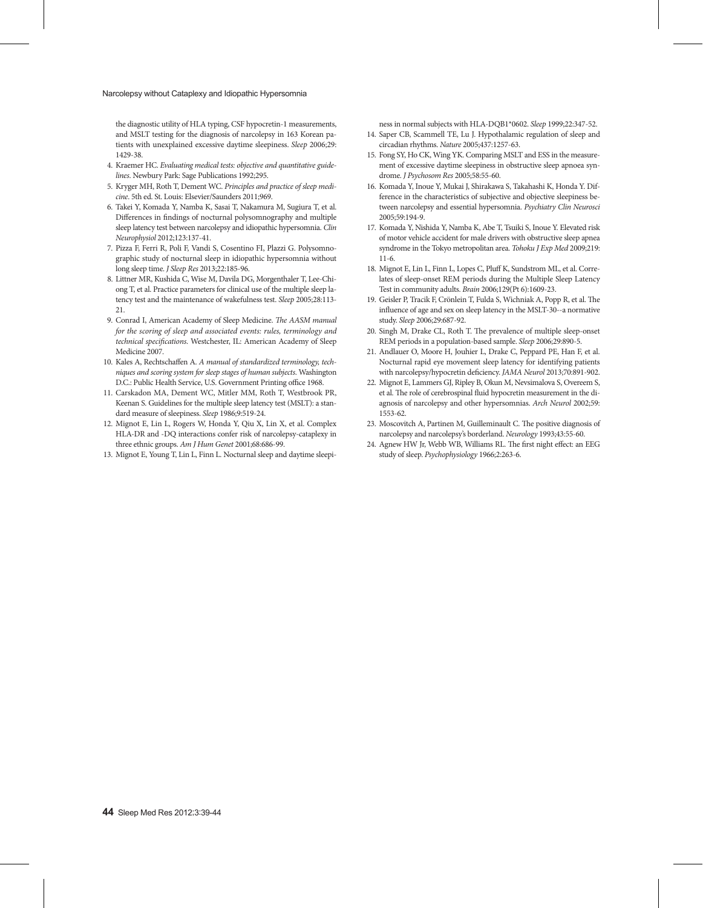the diagnostic utility of HLA typing, CSF hypocretin-1 measurements, and MSLT testing for the diagnosis of narcolepsy in 163 Korean patients with unexplained excessive daytime sleepiness. *Sleep* 2006;29: 1429-38.

4. Kraemer HC. *Evaluating medical tests: objective and quantitative guidelines*. Newbury Park: Sage Publications 1992;295.
5. Kryger MH, Roth T, Dement WC. *Principles and practice of sleep medicine*. 5th ed. St. Louis: Elsevier/Saunders 2011;969.
6. Takei Y, Komada Y, Namba K, Sasai T, Nakamura M, Sugiura T, et al. Differences in findings of nocturnal polysomnography and multiple sleep latency test between narcolepsy and idiopathic hypersomnia. *Clin Neurophysiol* 2012;123:137-41.
7. Pizza F, Ferri R, Poli F, Vandi S, Cosentino FI, Plazzi G. Polysomnographic study of nocturnal sleep in idiopathic hypersomnia without long sleep time. *J Sleep Res* 2013;22:185-96.
8. Littner MR, Kushida C, Wise M, Davila DG, Morgenthaler T, Lee-Chiong T, et al. Practice parameters for clinical use of the multiple sleep latency test and the maintenance of wakefulness test. *Sleep* 2005;28:113-21.
9. Conrad I, American Academy of Sleep Medicine. *The AASM manual for the scoring of sleep and associated events: rules, terminology and technical specifications*. Westchester, IL: American Academy of Sleep Medicine 2007.
10. Kales A, Rechtschaffen A. *A manual of standardized terminology, techniques and scoring system for sleep stages of human subjects*. Washington D.C.: Public Health Service, U.S. Government Printing office 1968.
11. Carskadon MA, Dement WC, Mitler MM, Roth T, Westbrook PR, Keenan S. Guidelines for the multiple sleep latency test (MSLT): a standard measure of sleepiness. *Sleep* 1986;9:519-24.
12. Mignot E, Lin L, Rogers W, Honda Y, Qiu X, Lin X, et al. Complex HLA-DR and -DQ interactions confer risk of narcolepsy-cataplexy in three ethnic groups. *Am J Hum Genet* 2001;68:686-99.
13. Mignot E, Young T, Lin L, Finn L. Nocturnal sleep and daytime sleepiness in normal subjects with HLA-DQB1*0602. *Sleep* 1999;22:347-52.
14. Saper CB, Scammell TE, Lu J. Hypothalamic regulation of sleep and circadian rhythms. *Nature* 2005;437:1257-63.
15. Fong SY, Ho CK, Wing YK. Comparing MSLT and ESS in the measurement of excessive daytime sleepiness in obstructive sleep apnoea syndrome. *J Psychosom Res* 2005;58:55-60.
16. Komada Y, Inoue Y, Mukai J, Shirakawa S, Takahashi K, Honda Y. Difference in the characteristics of subjective and objective sleepiness between narcolepsy and essential hypersomnia. *Psychiatry Clin Neurosci* 2005;59:194-9.
17. Komada Y, Nishida Y, Namba K, Abe T, Tsuiki S, Inoue Y. Elevated risk of motor vehicle accident for male drivers with obstructive sleep apnea syndrome in the Tokyo metropolitan area. *Tohoku J Exp Med* 2009;219: 11-6.
18. Mignot E, Lin L, Finn L, Lopes C, Pluff K, Sundstrom ML, et al. Correlates of sleep-onset REM periods during the Multiple Sleep Latency Test in community adults. *Brain* 2006;129(Pt 6):1609-23.
19. Geisler P, Tracik F, Crönlein T, Fulda S, Wichniak A, Popp R, et al. The influence of age and sex on sleep latency in the MSLT-30--a normative study. *Sleep* 2006;29:687-92.
20. Singh M, Drake CL, Roth T. The prevalence of multiple sleep-onset REM periods in a population-based sample. *Sleep* 2006;29:890-5.
21. Andlauer O, Moore H, Jouhier L, Drake C, Peppard PE, Han F, et al. Nocturnal rapid eye movement sleep latency for identifying patients with narcolepsy/hypocretin deficiency. *JAMA Neurol* 2013;70:891-902.
22. Mignot E, Lammers GJ, Ripley B, Okun M, Nevsimalova S, Overeem S, et al. The role of cerebrospinal fluid hypocretin measurement in the diagnosis of narcolepsy and other hypersomnias. *Arch Neurol* 2002;59: 1553-62.
23. Moscovitch A, Partinen M, Guilleminault C. The positive diagnosis of narcolepsy and narcolepsy's borderland. *Neurology* 1993;43:55-60.
24. Agnew HW Jr, Webb WB, Williams RL. The first night effect: an EEG study of sleep. *Psychophysiology* 1966;2:263-6.